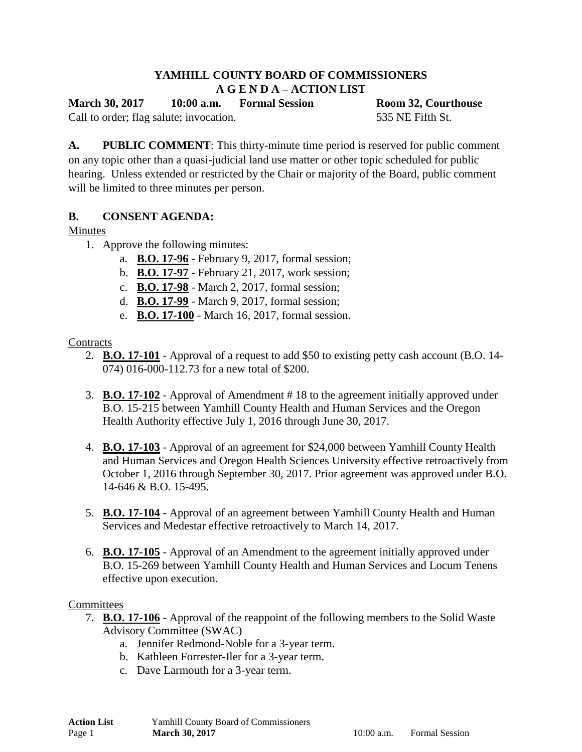# YAMHILL COUNTY BOARD OF COMMISSIONERS
## A G E N D A – ACTION LIST

**March 30, 2017 10:00 a.m. Formal Session** **Room 32, Courthouse**

Call to order; flag salute; invocation. 535 NE Fifth St.

**A. PUBLIC COMMENT**: This thirty-minute time period is reserved for public comment on any topic other than a quasi-judicial land use matter or other topic scheduled for public hearing. Unless extended or restricted by the Chair or majority of the Board, public comment will be limited to three minutes per person.

**B. CONSENT AGENDA:**

Minutes

1. Approve the following minutes:
   a. **B.O. 17-96** - February 9, 2017, formal session;
   b. **B.O. 17-97** - February 21, 2017, work session;
   c. **B.O. 17-98** - March 2, 2017, formal session;
   d. **B.O. 17-99** - March 9, 2017, formal session;
   e. **B.O. 17-100** - March 16, 2017, formal session.

Contracts

2. **B.O. 17-101** - Approval of a request to add $50 to existing petty cash account (B.O. 14-074) 016-000-112.73 for a new total of $200.

3. **B.O. 17-102** - Approval of Amendment # 18 to the agreement initially approved under B.O. 15-215 between Yamhill County Health and Human Services and the Oregon Health Authority effective July 1, 2016 through June 30, 2017.

4. **B.O. 17-103** - Approval of an agreement for $24,000 between Yamhill County Health and Human Services and Oregon Health Sciences University effective retroactively from October 1, 2016 through September 30, 2017. Prior agreement was approved under B.O. 14-646 & B.O. 15-495.

5. **B.O. 17-104** - Approval of an agreement between Yamhill County Health and Human Services and Medestar effective retroactively to March 14, 2017.

6. **B.O. 17-105** - Approval of an Amendment to the agreement initially approved under B.O. 15-269 between Yamhill County Health and Human Services and Locum Tenens effective upon execution.

Committees

7. **B.O. 17-106** - Approval of the reappoint of the following members to the Solid Waste Advisory Committee (SWAC)
   a. Jennifer Redmond-Noble for a 3-year term.
   b. Kathleen Forrester-Iler for a 3-year term.
   c. Dave Larmouth for a 3-year term.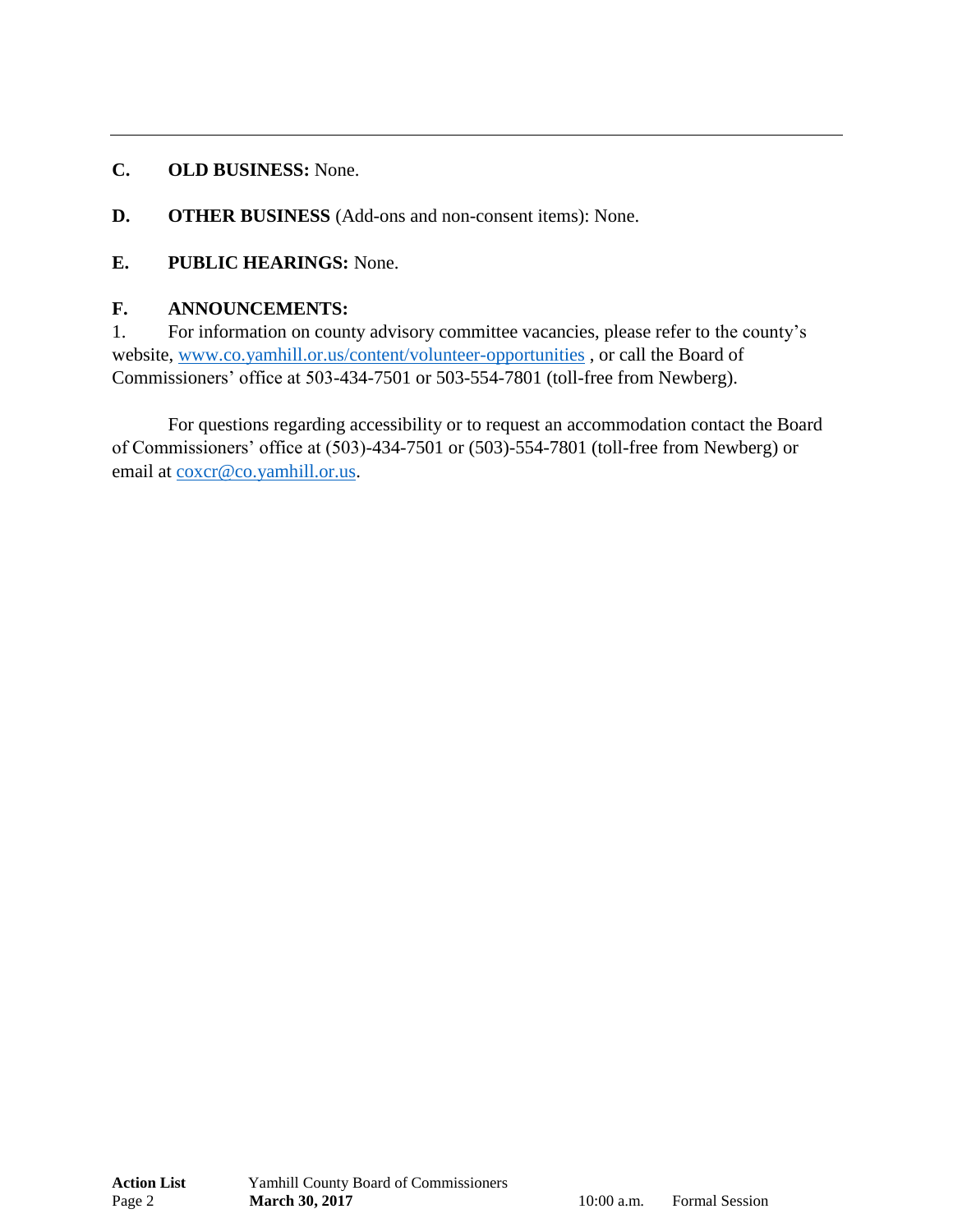**C. OLD BUSINESS:** None.

**D. OTHER BUSINESS** (Add-ons and non-consent items): None.

**E. PUBLIC HEARINGS:** None.

**F. ANNOUNCEMENTS:**

1. For information on county advisory committee vacancies, please refer to the county's website, www.co.yamhill.or.us/content/volunteer-opportunities , or call the Board of Commissioners' office at 503-434-7501 or 503-554-7801 (toll-free from Newberg).

For questions regarding accessibility or to request an accommodation contact the Board of Commissioners' office at (503)-434-7501 or (503)-554-7801 (toll-free from Newberg) or email at coxcr@co.yamhill.or.us.